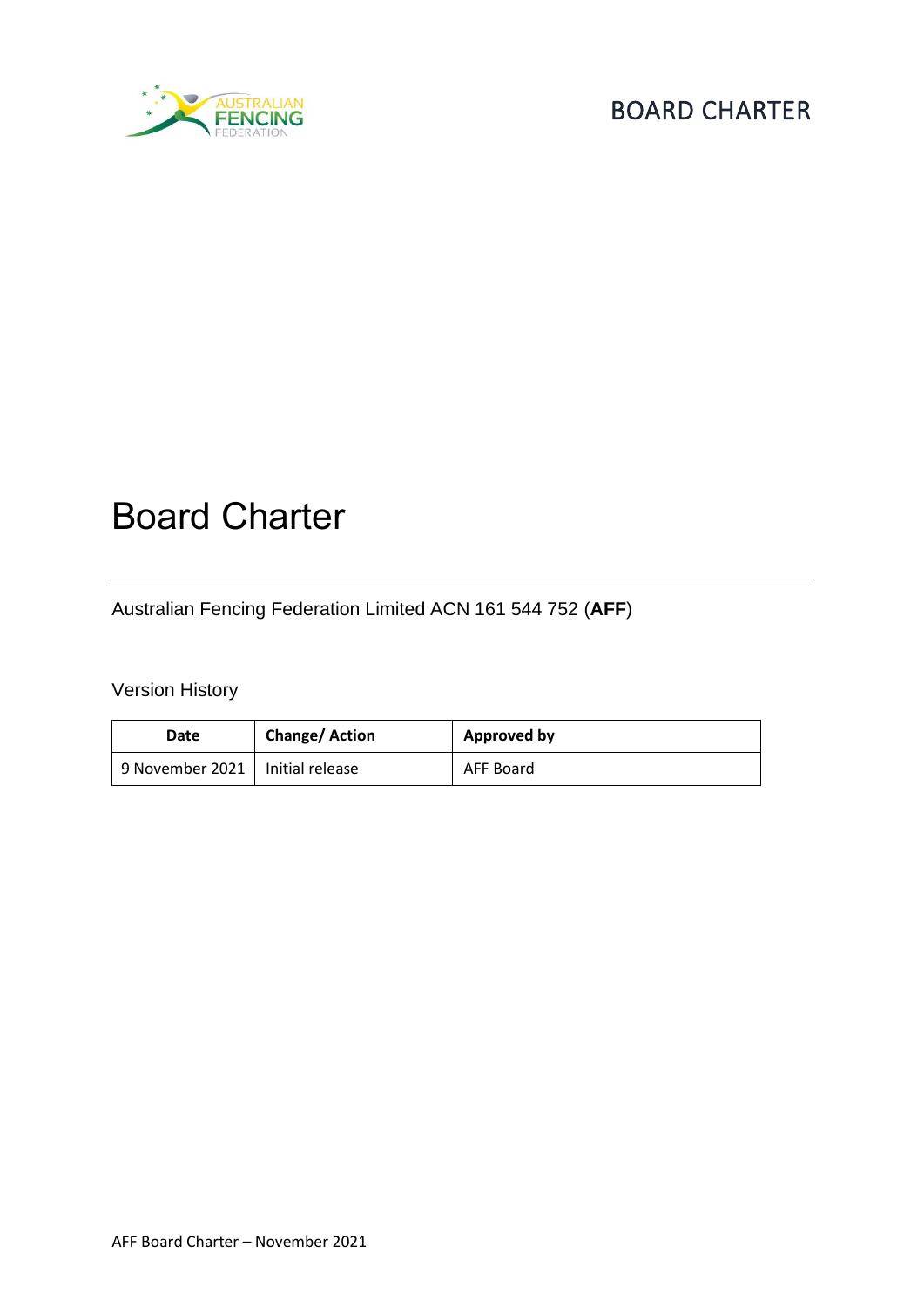# Board Charter

Australian Fencing Federation Limited ACN 161 544 752 (**AFF**)

Version History

| Date | Change/ Action | Approved by |
|---|---|---|
| 9 November 2021 | Initial release | AFF Board |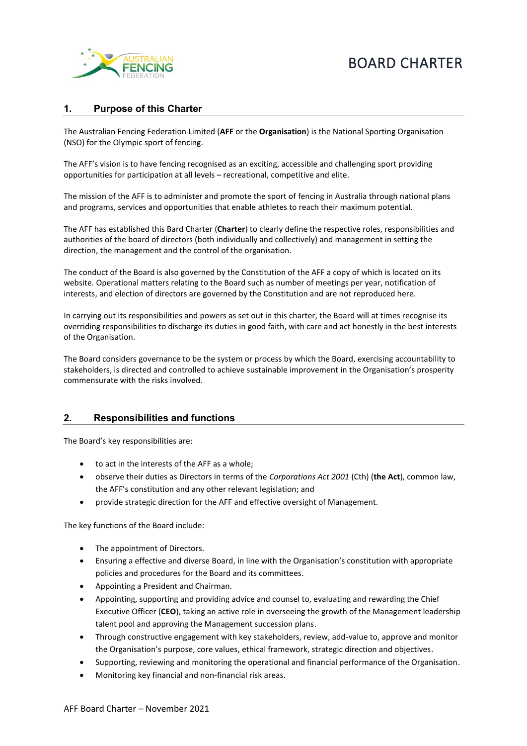# BOARD CHARTER

## 1. Purpose of this Charter

The Australian Fencing Federation Limited (**AFF** or the **Organisation**) is the National Sporting Organisation (NSO) for the Olympic sport of fencing.

The AFF's vision is to have fencing recognised as an exciting, accessible and challenging sport providing opportunities for participation at all levels – recreational, competitive and elite.

The mission of the AFF is to administer and promote the sport of fencing in Australia through national plans and programs, services and opportunities that enable athletes to reach their maximum potential.

The AFF has established this Bard Charter (**Charter**) to clearly define the respective roles, responsibilities and authorities of the board of directors (both individually and collectively) and management in setting the direction, the management and the control of the organisation.

The conduct of the Board is also governed by the Constitution of the AFF a copy of which is located on its website. Operational matters relating to the Board such as number of meetings per year, notification of interests, and election of directors are governed by the Constitution and are not reproduced here.

In carrying out its responsibilities and powers as set out in this charter, the Board will at times recognise its overriding responsibilities to discharge its duties in good faith, with care and act honestly in the best interests of the Organisation.

The Board considers governance to be the system or process by which the Board, exercising accountability to stakeholders, is directed and controlled to achieve sustainable improvement in the Organisation's prosperity commensurate with the risks involved.

## 2. Responsibilities and functions

The Board's key responsibilities are:

- to act in the interests of the AFF as a whole;
- observe their duties as Directors in terms of the *Corporations Act 2001* (Cth) (**the Act**), common law, the AFF's constitution and any other relevant legislation; and
- provide strategic direction for the AFF and effective oversight of Management.

The key functions of the Board include:

- The appointment of Directors.
- Ensuring a effective and diverse Board, in line with the Organisation's constitution with appropriate policies and procedures for the Board and its committees.
- Appointing a President and Chairman.
- Appointing, supporting and providing advice and counsel to, evaluating and rewarding the Chief Executive Officer (**CEO**), taking an active role in overseeing the growth of the Management leadership talent pool and approving the Management succession plans.
- Through constructive engagement with key stakeholders, review, add-value to, approve and monitor the Organisation's purpose, core values, ethical framework, strategic direction and objectives.
- Supporting, reviewing and monitoring the operational and financial performance of the Organisation.
- Monitoring key financial and non-financial risk areas.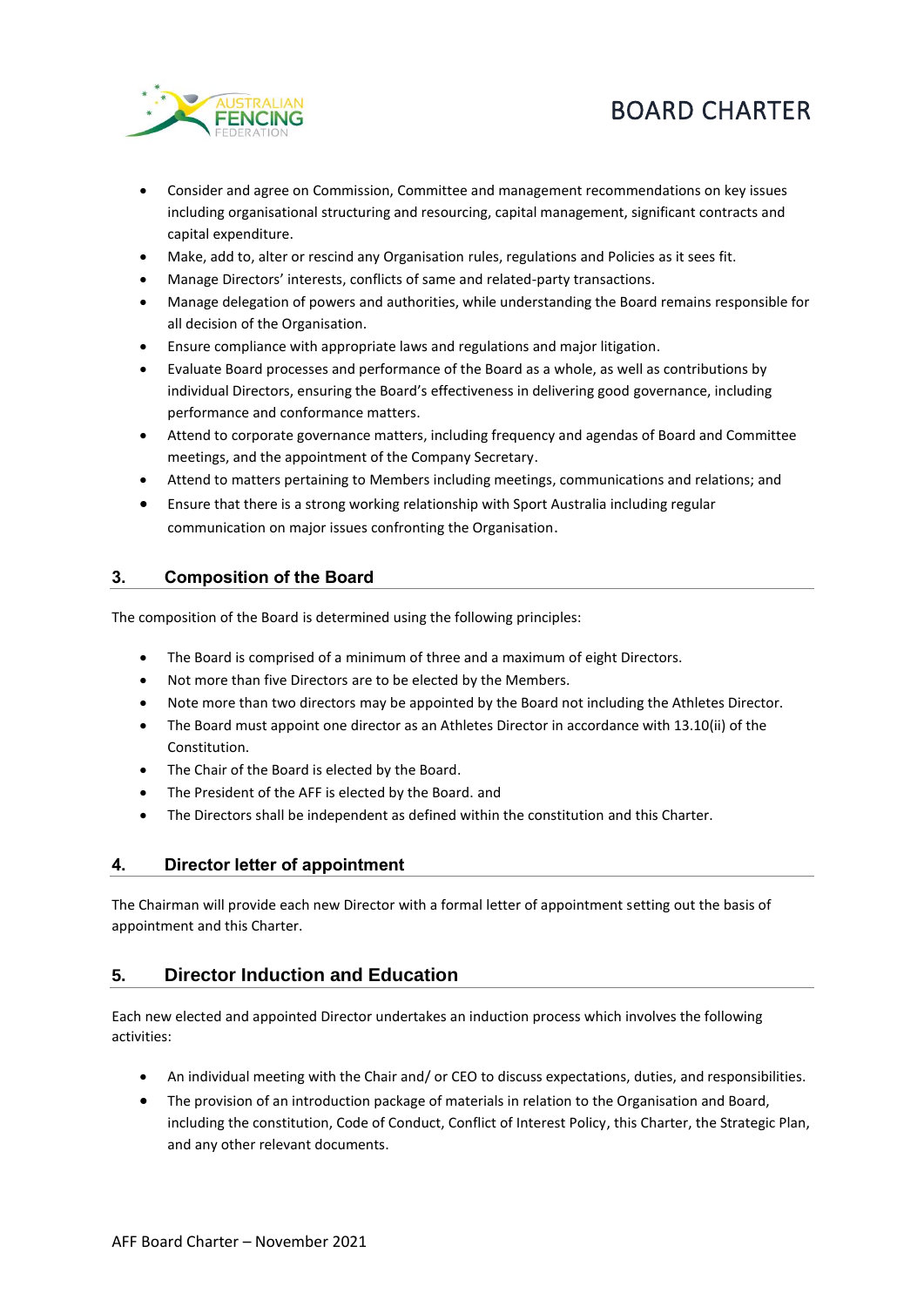- Consider and agree on Commission, Committee and management recommendations on key issues including organisational structuring and resourcing, capital management, significant contracts and capital expenditure.
- Make, add to, alter or rescind any Organisation rules, regulations and Policies as it sees fit.
- Manage Directors' interests, conflicts of same and related-party transactions.
- Manage delegation of powers and authorities, while understanding the Board remains responsible for all decision of the Organisation.
- Ensure compliance with appropriate laws and regulations and major litigation.
- Evaluate Board processes and performance of the Board as a whole, as well as contributions by individual Directors, ensuring the Board's effectiveness in delivering good governance, including performance and conformance matters.
- Attend to corporate governance matters, including frequency and agendas of Board and Committee meetings, and the appointment of the Company Secretary.
- Attend to matters pertaining to Members including meetings, communications and relations; and
- Ensure that there is a strong working relationship with Sport Australia including regular communication on major issues confronting the Organisation.

## 3. Composition of the Board

The composition of the Board is determined using the following principles:

- The Board is comprised of a minimum of three and a maximum of eight Directors.
- Not more than five Directors are to be elected by the Members.
- Note more than two directors may be appointed by the Board not including the Athletes Director.
- The Board must appoint one director as an Athletes Director in accordance with 13.10(ii) of the Constitution.
- The Chair of the Board is elected by the Board.
- The President of the AFF is elected by the Board. and
- The Directors shall be independent as defined within the constitution and this Charter.

## 4. Director letter of appointment

The Chairman will provide each new Director with a formal letter of appointment setting out the basis of appointment and this Charter.

## 5. Director Induction and Education

Each new elected and appointed Director undertakes an induction process which involves the following activities:

- An individual meeting with the Chair and/ or CEO to discuss expectations, duties, and responsibilities.
- The provision of an introduction package of materials in relation to the Organisation and Board, including the constitution, Code of Conduct, Conflict of Interest Policy, this Charter, the Strategic Plan, and any other relevant documents.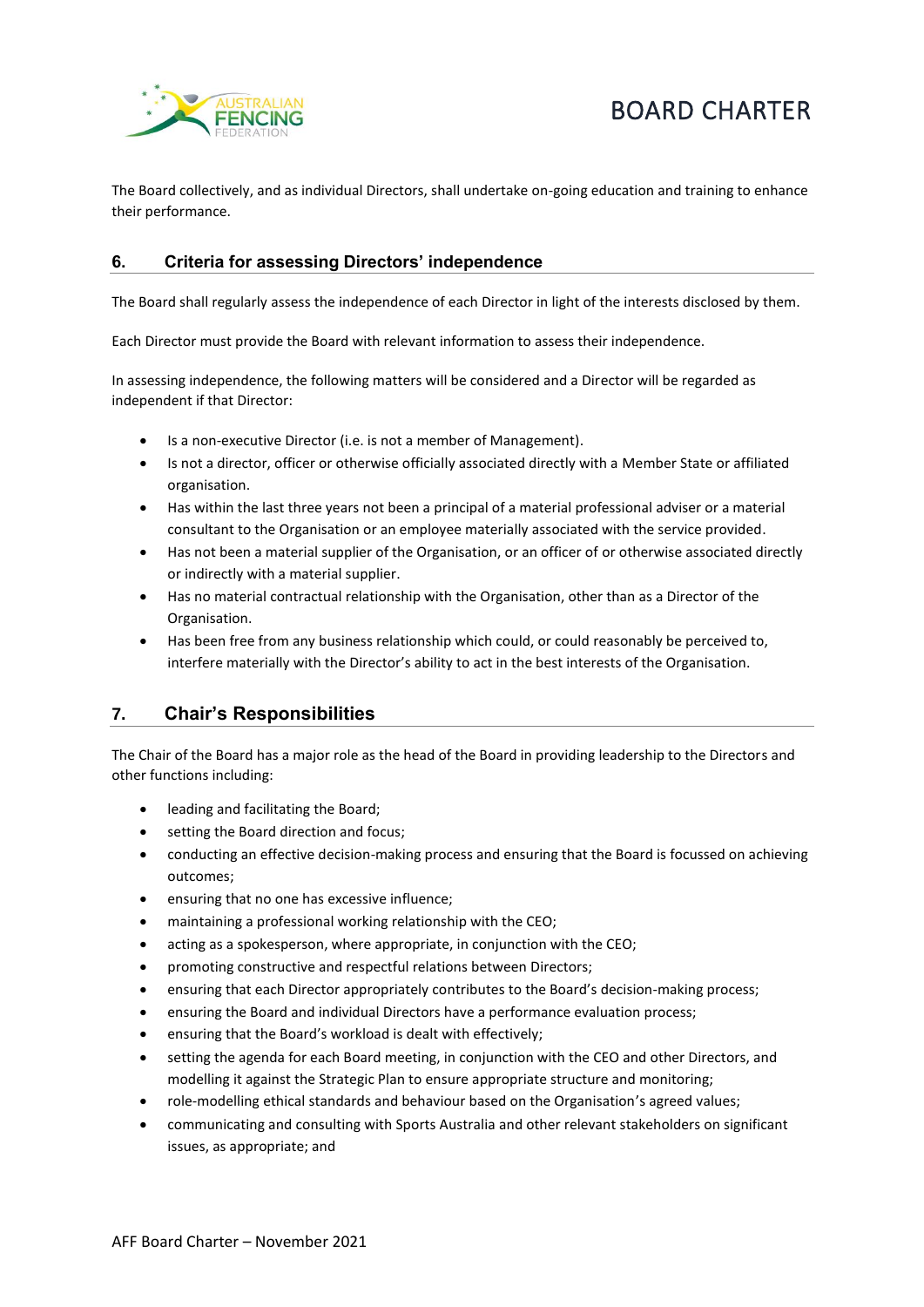The Board collectively, and as individual Directors, shall undertake on-going education and training to enhance their performance.

## 6. Criteria for assessing Directors' independence

The Board shall regularly assess the independence of each Director in light of the interests disclosed by them.

Each Director must provide the Board with relevant information to assess their independence.

In assessing independence, the following matters will be considered and a Director will be regarded as independent if that Director:

- Is a non-executive Director (i.e. is not a member of Management).
- Is not a director, officer or otherwise officially associated directly with a Member State or affiliated organisation.
- Has within the last three years not been a principal of a material professional adviser or a material consultant to the Organisation or an employee materially associated with the service provided.
- Has not been a material supplier of the Organisation, or an officer of or otherwise associated directly or indirectly with a material supplier.
- Has no material contractual relationship with the Organisation, other than as a Director of the Organisation.
- Has been free from any business relationship which could, or could reasonably be perceived to, interfere materially with the Director's ability to act in the best interests of the Organisation.

## 7. Chair's Responsibilities

The Chair of the Board has a major role as the head of the Board in providing leadership to the Directors and other functions including:

- leading and facilitating the Board;
- setting the Board direction and focus;
- conducting an effective decision-making process and ensuring that the Board is focussed on achieving outcomes;
- ensuring that no one has excessive influence;
- maintaining a professional working relationship with the CEO;
- acting as a spokesperson, where appropriate, in conjunction with the CEO;
- promoting constructive and respectful relations between Directors;
- ensuring that each Director appropriately contributes to the Board's decision-making process;
- ensuring the Board and individual Directors have a performance evaluation process;
- ensuring that the Board's workload is dealt with effectively;
- setting the agenda for each Board meeting, in conjunction with the CEO and other Directors, and modelling it against the Strategic Plan to ensure appropriate structure and monitoring;
- role-modelling ethical standards and behaviour based on the Organisation's agreed values;
- communicating and consulting with Sports Australia and other relevant stakeholders on significant issues, as appropriate; and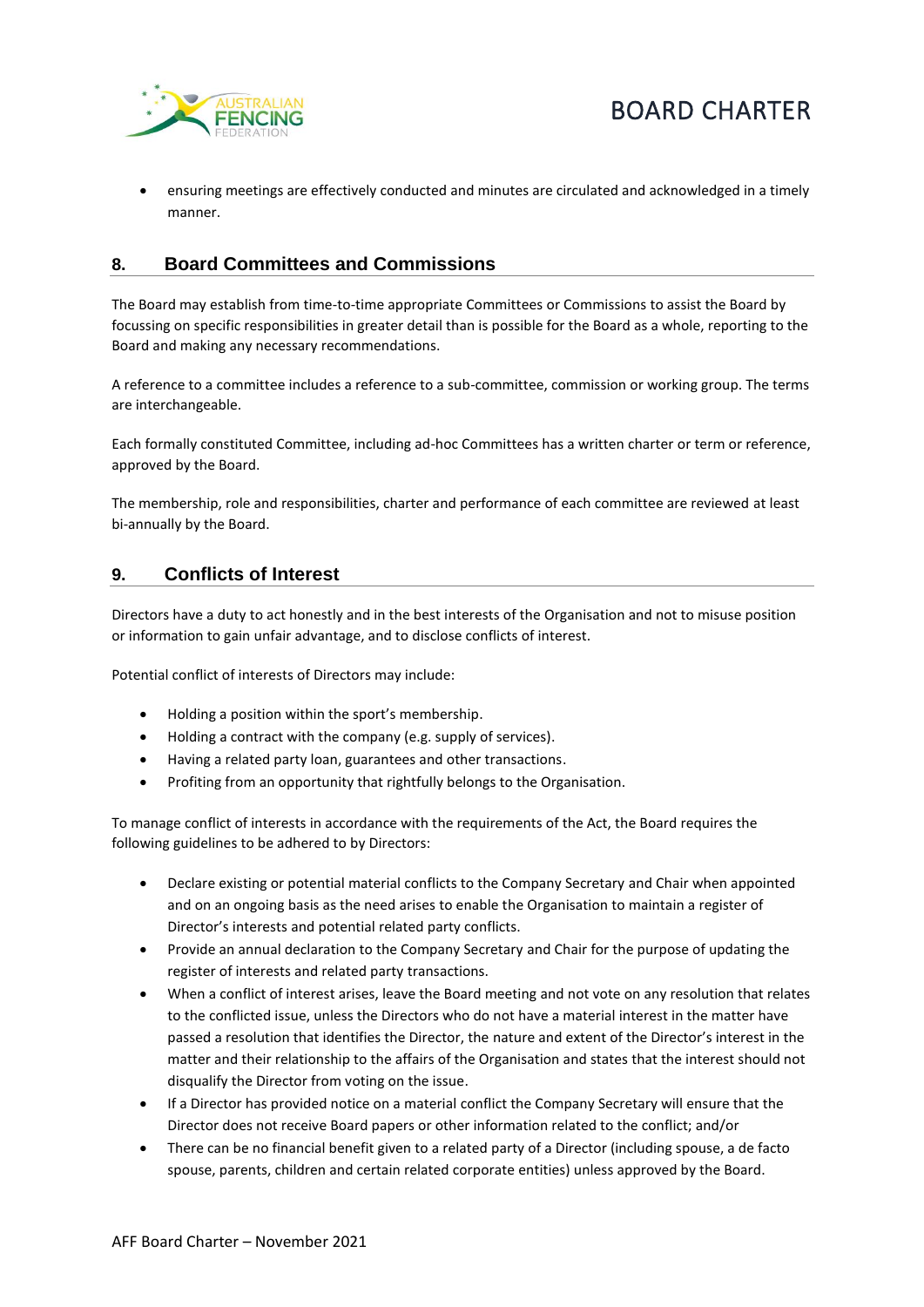- ensuring meetings are effectively conducted and minutes are circulated and acknowledged in a timely manner.

## 8. Board Committees and Commissions

The Board may establish from time-to-time appropriate Committees or Commissions to assist the Board by focussing on specific responsibilities in greater detail than is possible for the Board as a whole, reporting to the Board and making any necessary recommendations.

A reference to a committee includes a reference to a sub-committee, commission or working group. The terms are interchangeable.

Each formally constituted Committee, including ad-hoc Committees has a written charter or term or reference, approved by the Board.

The membership, role and responsibilities, charter and performance of each committee are reviewed at least bi-annually by the Board.

## 9. Conflicts of Interest

Directors have a duty to act honestly and in the best interests of the Organisation and not to misuse position or information to gain unfair advantage, and to disclose conflicts of interest.

Potential conflict of interests of Directors may include:

- Holding a position within the sport's membership.
- Holding a contract with the company (e.g. supply of services).
- Having a related party loan, guarantees and other transactions.
- Profiting from an opportunity that rightfully belongs to the Organisation.

To manage conflict of interests in accordance with the requirements of the Act, the Board requires the following guidelines to be adhered to by Directors:

- Declare existing or potential material conflicts to the Company Secretary and Chair when appointed and on an ongoing basis as the need arises to enable the Organisation to maintain a register of Director's interests and potential related party conflicts.
- Provide an annual declaration to the Company Secretary and Chair for the purpose of updating the register of interests and related party transactions.
- When a conflict of interest arises, leave the Board meeting and not vote on any resolution that relates to the conflicted issue, unless the Directors who do not have a material interest in the matter have passed a resolution that identifies the Director, the nature and extent of the Director's interest in the matter and their relationship to the affairs of the Organisation and states that the interest should not disqualify the Director from voting on the issue.
- If a Director has provided notice on a material conflict the Company Secretary will ensure that the Director does not receive Board papers or other information related to the conflict; and/or
- There can be no financial benefit given to a related party of a Director (including spouse, a de facto spouse, parents, children and certain related corporate entities) unless approved by the Board.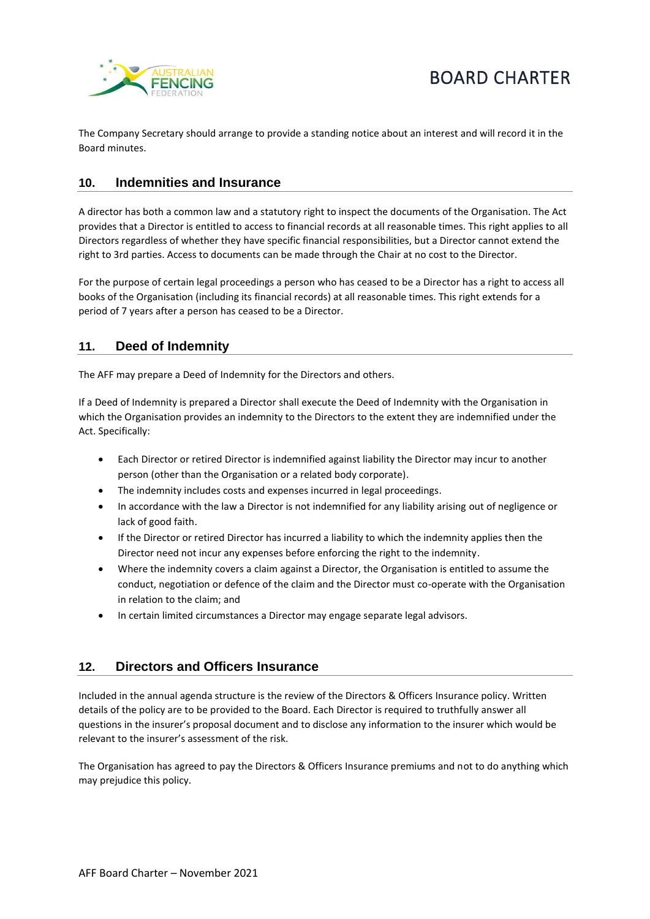The Company Secretary should arrange to provide a standing notice about an interest and will record it in the Board minutes.

## 10. Indemnities and Insurance

A director has both a common law and a statutory right to inspect the documents of the Organisation. The Act provides that a Director is entitled to access to financial records at all reasonable times. This right applies to all Directors regardless of whether they have specific financial responsibilities, but a Director cannot extend the right to 3rd parties. Access to documents can be made through the Chair at no cost to the Director.

For the purpose of certain legal proceedings a person who has ceased to be a Director has a right to access all books of the Organisation (including its financial records) at all reasonable times. This right extends for a period of 7 years after a person has ceased to be a Director.

## 11. Deed of Indemnity

The AFF may prepare a Deed of Indemnity for the Directors and others.

If a Deed of Indemnity is prepared a Director shall execute the Deed of Indemnity with the Organisation in which the Organisation provides an indemnity to the Directors to the extent they are indemnified under the Act. Specifically:

- Each Director or retired Director is indemnified against liability the Director may incur to another person (other than the Organisation or a related body corporate).
- The indemnity includes costs and expenses incurred in legal proceedings.
- In accordance with the law a Director is not indemnified for any liability arising out of negligence or lack of good faith.
- If the Director or retired Director has incurred a liability to which the indemnity applies then the Director need not incur any expenses before enforcing the right to the indemnity.
- Where the indemnity covers a claim against a Director, the Organisation is entitled to assume the conduct, negotiation or defence of the claim and the Director must co-operate with the Organisation in relation to the claim; and
- In certain limited circumstances a Director may engage separate legal advisors.

## 12. Directors and Officers Insurance

Included in the annual agenda structure is the review of the Directors & Officers Insurance policy. Written details of the policy are to be provided to the Board. Each Director is required to truthfully answer all questions in the insurer's proposal document and to disclose any information to the insurer which would be relevant to the insurer's assessment of the risk.

The Organisation has agreed to pay the Directors & Officers Insurance premiums and not to do anything which may prejudice this policy.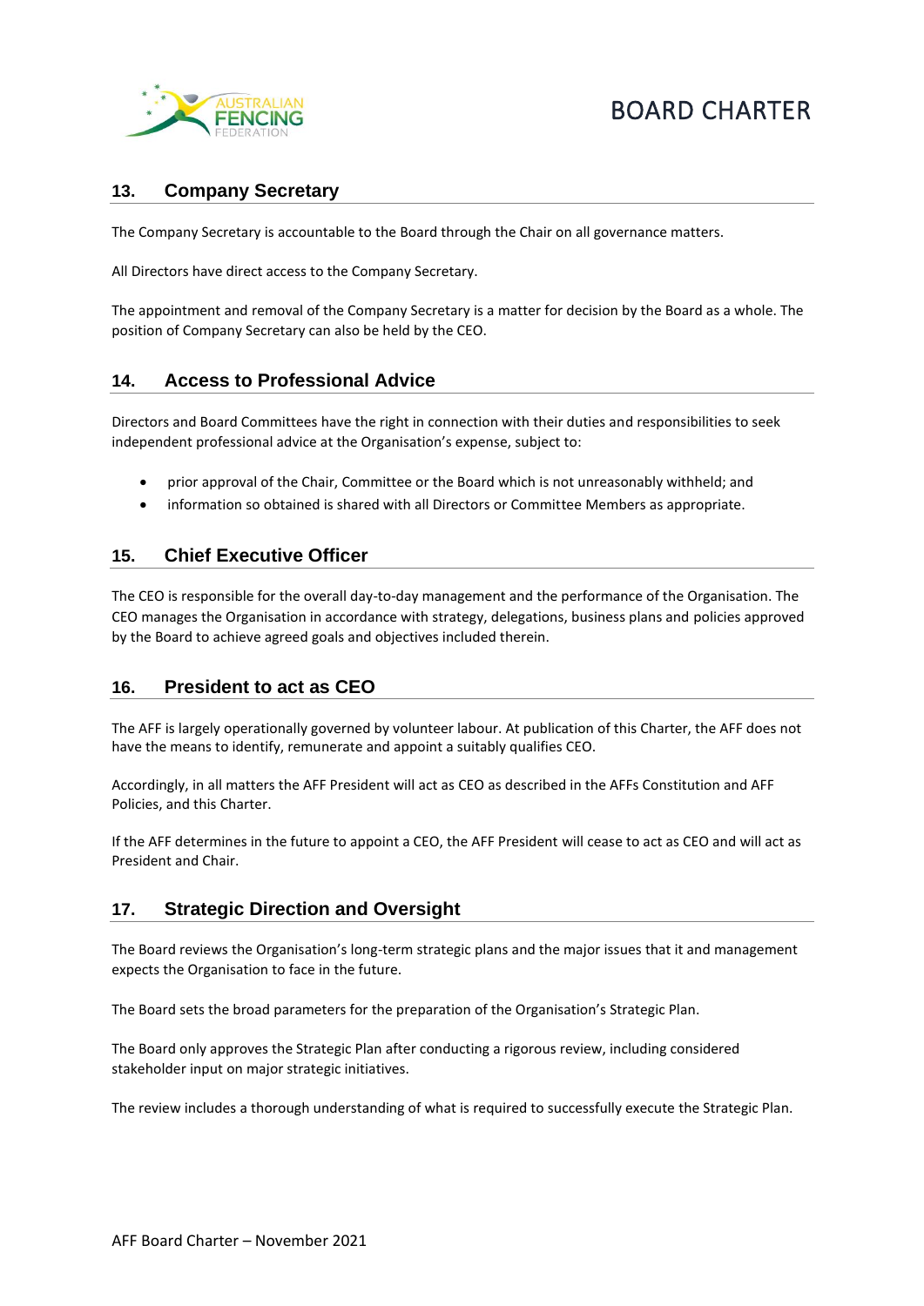## 13. Company Secretary

The Company Secretary is accountable to the Board through the Chair on all governance matters.

All Directors have direct access to the Company Secretary.

The appointment and removal of the Company Secretary is a matter for decision by the Board as a whole. The position of Company Secretary can also be held by the CEO.

## 14. Access to Professional Advice

Directors and Board Committees have the right in connection with their duties and responsibilities to seek independent professional advice at the Organisation's expense, subject to:

- prior approval of the Chair, Committee or the Board which is not unreasonably withheld; and
- information so obtained is shared with all Directors or Committee Members as appropriate.

## 15. Chief Executive Officer

The CEO is responsible for the overall day-to-day management and the performance of the Organisation. The CEO manages the Organisation in accordance with strategy, delegations, business plans and policies approved by the Board to achieve agreed goals and objectives included therein.

## 16. President to act as CEO

The AFF is largely operationally governed by volunteer labour. At publication of this Charter, the AFF does not have the means to identify, remunerate and appoint a suitably qualifies CEO.

Accordingly, in all matters the AFF President will act as CEO as described in the AFFs Constitution and AFF Policies, and this Charter.

If the AFF determines in the future to appoint a CEO, the AFF President will cease to act as CEO and will act as President and Chair.

## 17. Strategic Direction and Oversight

The Board reviews the Organisation's long-term strategic plans and the major issues that it and management expects the Organisation to face in the future.

The Board sets the broad parameters for the preparation of the Organisation's Strategic Plan.

The Board only approves the Strategic Plan after conducting a rigorous review, including considered stakeholder input on major strategic initiatives.

The review includes a thorough understanding of what is required to successfully execute the Strategic Plan.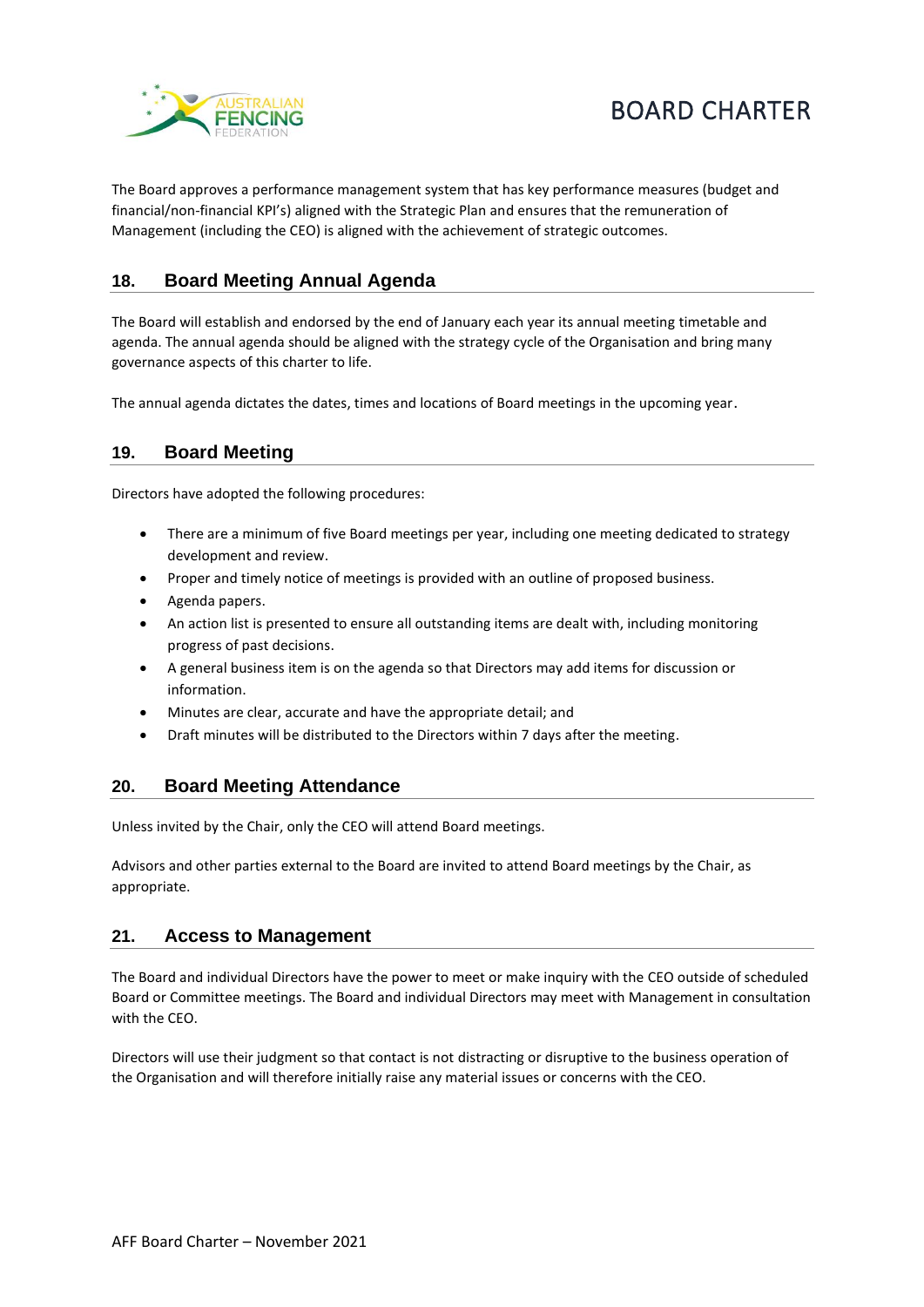The Board approves a performance management system that has key performance measures (budget and financial/non-financial KPI's) aligned with the Strategic Plan and ensures that the remuneration of Management (including the CEO) is aligned with the achievement of strategic outcomes.

## 18. Board Meeting Annual Agenda

The Board will establish and endorsed by the end of January each year its annual meeting timetable and agenda. The annual agenda should be aligned with the strategy cycle of the Organisation and bring many governance aspects of this charter to life.

The annual agenda dictates the dates, times and locations of Board meetings in the upcoming year.

## 19. Board Meeting

Directors have adopted the following procedures:

- There are a minimum of five Board meetings per year, including one meeting dedicated to strategy development and review.
- Proper and timely notice of meetings is provided with an outline of proposed business.
- Agenda papers.
- An action list is presented to ensure all outstanding items are dealt with, including monitoring progress of past decisions.
- A general business item is on the agenda so that Directors may add items for discussion or information.
- Minutes are clear, accurate and have the appropriate detail; and
- Draft minutes will be distributed to the Directors within 7 days after the meeting.

## 20. Board Meeting Attendance

Unless invited by the Chair, only the CEO will attend Board meetings.

Advisors and other parties external to the Board are invited to attend Board meetings by the Chair, as appropriate.

## 21. Access to Management

The Board and individual Directors have the power to meet or make inquiry with the CEO outside of scheduled Board or Committee meetings. The Board and individual Directors may meet with Management in consultation with the CEO.

Directors will use their judgment so that contact is not distracting or disruptive to the business operation of the Organisation and will therefore initially raise any material issues or concerns with the CEO.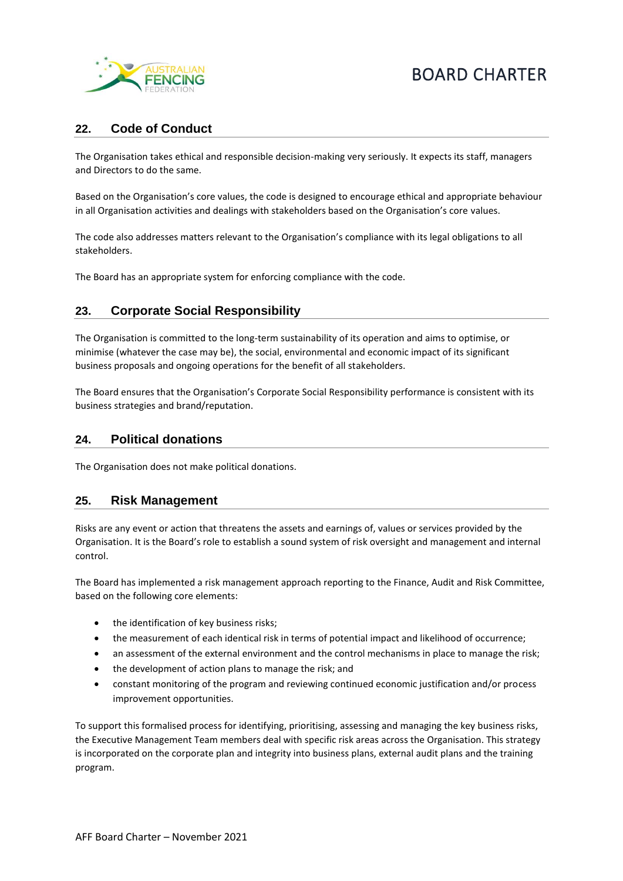## 22. Code of Conduct

The Organisation takes ethical and responsible decision-making very seriously. It expects its staff, managers and Directors to do the same.

Based on the Organisation's core values, the code is designed to encourage ethical and appropriate behaviour in all Organisation activities and dealings with stakeholders based on the Organisation's core values.

The code also addresses matters relevant to the Organisation's compliance with its legal obligations to all stakeholders.

The Board has an appropriate system for enforcing compliance with the code.

## 23. Corporate Social Responsibility

The Organisation is committed to the long-term sustainability of its operation and aims to optimise, or minimise (whatever the case may be), the social, environmental and economic impact of its significant business proposals and ongoing operations for the benefit of all stakeholders.

The Board ensures that the Organisation's Corporate Social Responsibility performance is consistent with its business strategies and brand/reputation.

## 24. Political donations

The Organisation does not make political donations.

## 25. Risk Management

Risks are any event or action that threatens the assets and earnings of, values or services provided by the Organisation. It is the Board's role to establish a sound system of risk oversight and management and internal control.

The Board has implemented a risk management approach reporting to the Finance, Audit and Risk Committee, based on the following core elements:

- the identification of key business risks;
- the measurement of each identical risk in terms of potential impact and likelihood of occurrence;
- an assessment of the external environment and the control mechanisms in place to manage the risk;
- the development of action plans to manage the risk; and
- constant monitoring of the program and reviewing continued economic justification and/or process improvement opportunities.

To support this formalised process for identifying, prioritising, assessing and managing the key business risks, the Executive Management Team members deal with specific risk areas across the Organisation. This strategy is incorporated on the corporate plan and integrity into business plans, external audit plans and the training program.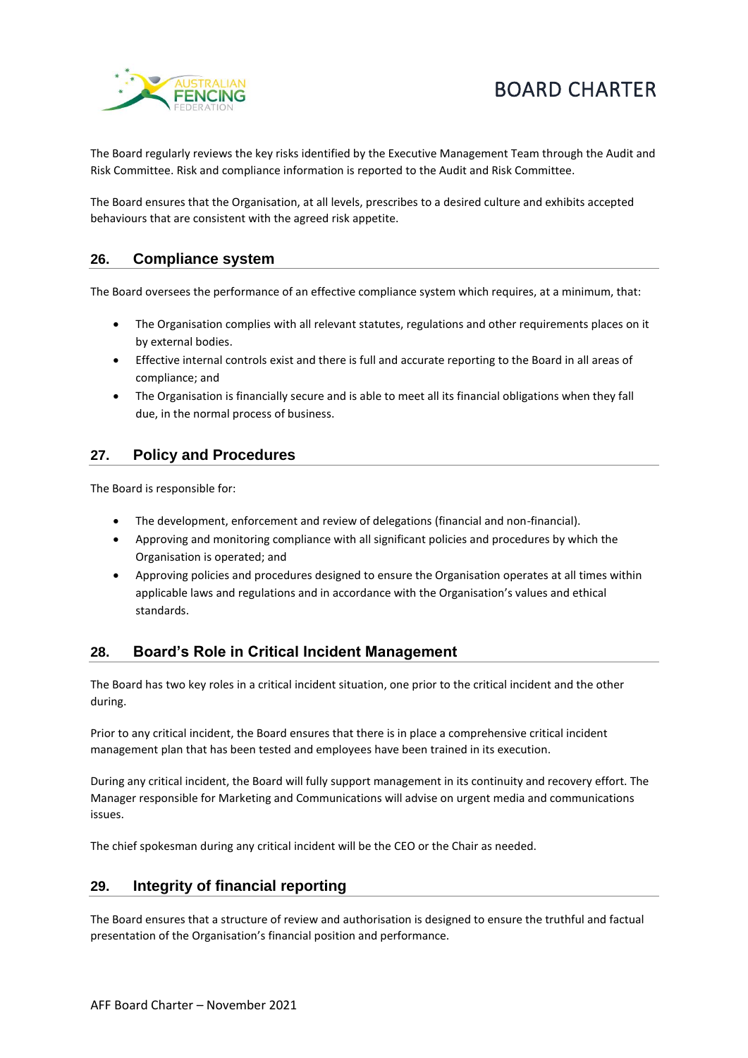The Board regularly reviews the key risks identified by the Executive Management Team through the Audit and Risk Committee. Risk and compliance information is reported to the Audit and Risk Committee.

The Board ensures that the Organisation, at all levels, prescribes to a desired culture and exhibits accepted behaviours that are consistent with the agreed risk appetite.

## 26. Compliance system

The Board oversees the performance of an effective compliance system which requires, at a minimum, that:

- The Organisation complies with all relevant statutes, regulations and other requirements places on it by external bodies.
- Effective internal controls exist and there is full and accurate reporting to the Board in all areas of compliance; and
- The Organisation is financially secure and is able to meet all its financial obligations when they fall due, in the normal process of business.

## 27. Policy and Procedures

The Board is responsible for:

- The development, enforcement and review of delegations (financial and non-financial).
- Approving and monitoring compliance with all significant policies and procedures by which the Organisation is operated; and
- Approving policies and procedures designed to ensure the Organisation operates at all times within applicable laws and regulations and in accordance with the Organisation's values and ethical standards.

## 28. Board's Role in Critical Incident Management

The Board has two key roles in a critical incident situation, one prior to the critical incident and the other during.

Prior to any critical incident, the Board ensures that there is in place a comprehensive critical incident management plan that has been tested and employees have been trained in its execution.

During any critical incident, the Board will fully support management in its continuity and recovery effort. The Manager responsible for Marketing and Communications will advise on urgent media and communications issues.

The chief spokesman during any critical incident will be the CEO or the Chair as needed.

## 29. Integrity of financial reporting

The Board ensures that a structure of review and authorisation is designed to ensure the truthful and factual presentation of the Organisation's financial position and performance.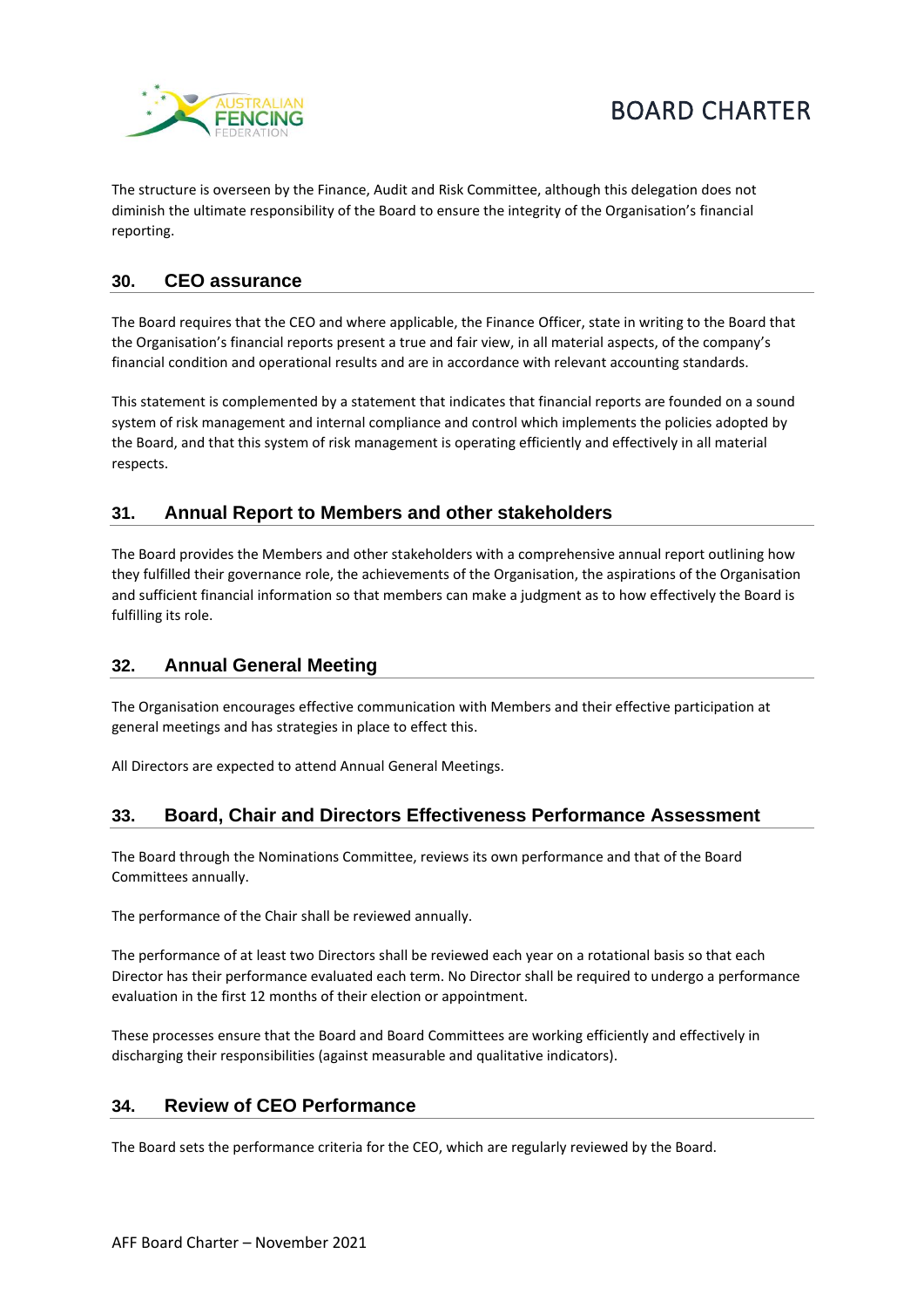The structure is overseen by the Finance, Audit and Risk Committee, although this delegation does not diminish the ultimate responsibility of the Board to ensure the integrity of the Organisation's financial reporting.

## 30. CEO assurance

The Board requires that the CEO and where applicable, the Finance Officer, state in writing to the Board that the Organisation's financial reports present a true and fair view, in all material aspects, of the company's financial condition and operational results and are in accordance with relevant accounting standards.

This statement is complemented by a statement that indicates that financial reports are founded on a sound system of risk management and internal compliance and control which implements the policies adopted by the Board, and that this system of risk management is operating efficiently and effectively in all material respects.

## 31. Annual Report to Members and other stakeholders

The Board provides the Members and other stakeholders with a comprehensive annual report outlining how they fulfilled their governance role, the achievements of the Organisation, the aspirations of the Organisation and sufficient financial information so that members can make a judgment as to how effectively the Board is fulfilling its role.

## 32. Annual General Meeting

The Organisation encourages effective communication with Members and their effective participation at general meetings and has strategies in place to effect this.

All Directors are expected to attend Annual General Meetings.

## 33. Board, Chair and Directors Effectiveness Performance Assessment

The Board through the Nominations Committee, reviews its own performance and that of the Board Committees annually.

The performance of the Chair shall be reviewed annually.

The performance of at least two Directors shall be reviewed each year on a rotational basis so that each Director has their performance evaluated each term. No Director shall be required to undergo a performance evaluation in the first 12 months of their election or appointment.

These processes ensure that the Board and Board Committees are working efficiently and effectively in discharging their responsibilities (against measurable and qualitative indicators).

## 34. Review of CEO Performance

The Board sets the performance criteria for the CEO, which are regularly reviewed by the Board.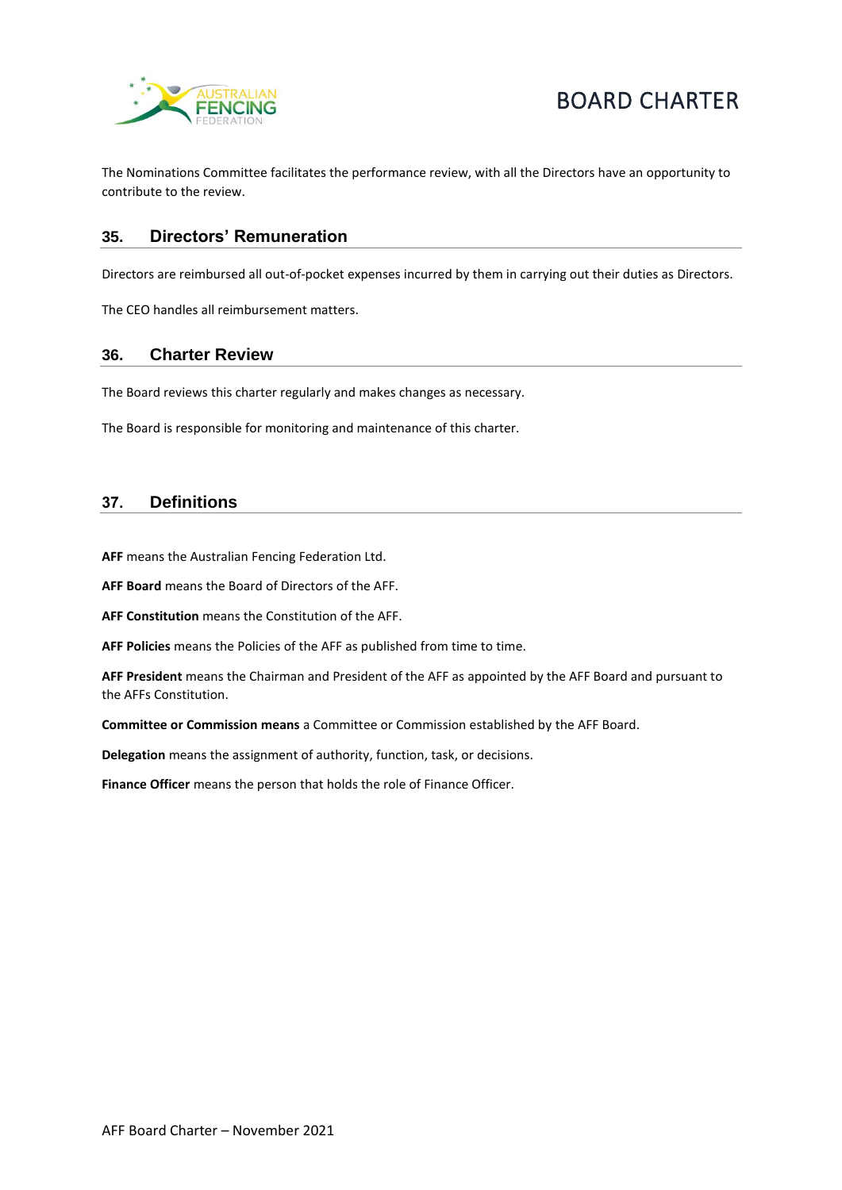The Nominations Committee facilitates the performance review, with all the Directors have an opportunity to contribute to the review.

## 35. Directors' Remuneration

Directors are reimbursed all out-of-pocket expenses incurred by them in carrying out their duties as Directors.

The CEO handles all reimbursement matters.

## 36. Charter Review

The Board reviews this charter regularly and makes changes as necessary.

The Board is responsible for monitoring and maintenance of this charter.

## 37. Definitions

**AFF** means the Australian Fencing Federation Ltd.

**AFF Board** means the Board of Directors of the AFF.

**AFF Constitution** means the Constitution of the AFF.

**AFF Policies** means the Policies of the AFF as published from time to time.

**AFF President** means the Chairman and President of the AFF as appointed by the AFF Board and pursuant to the AFFs Constitution.

**Committee or Commission means** a Committee or Commission established by the AFF Board.

**Delegation** means the assignment of authority, function, task, or decisions.

**Finance Officer** means the person that holds the role of Finance Officer.